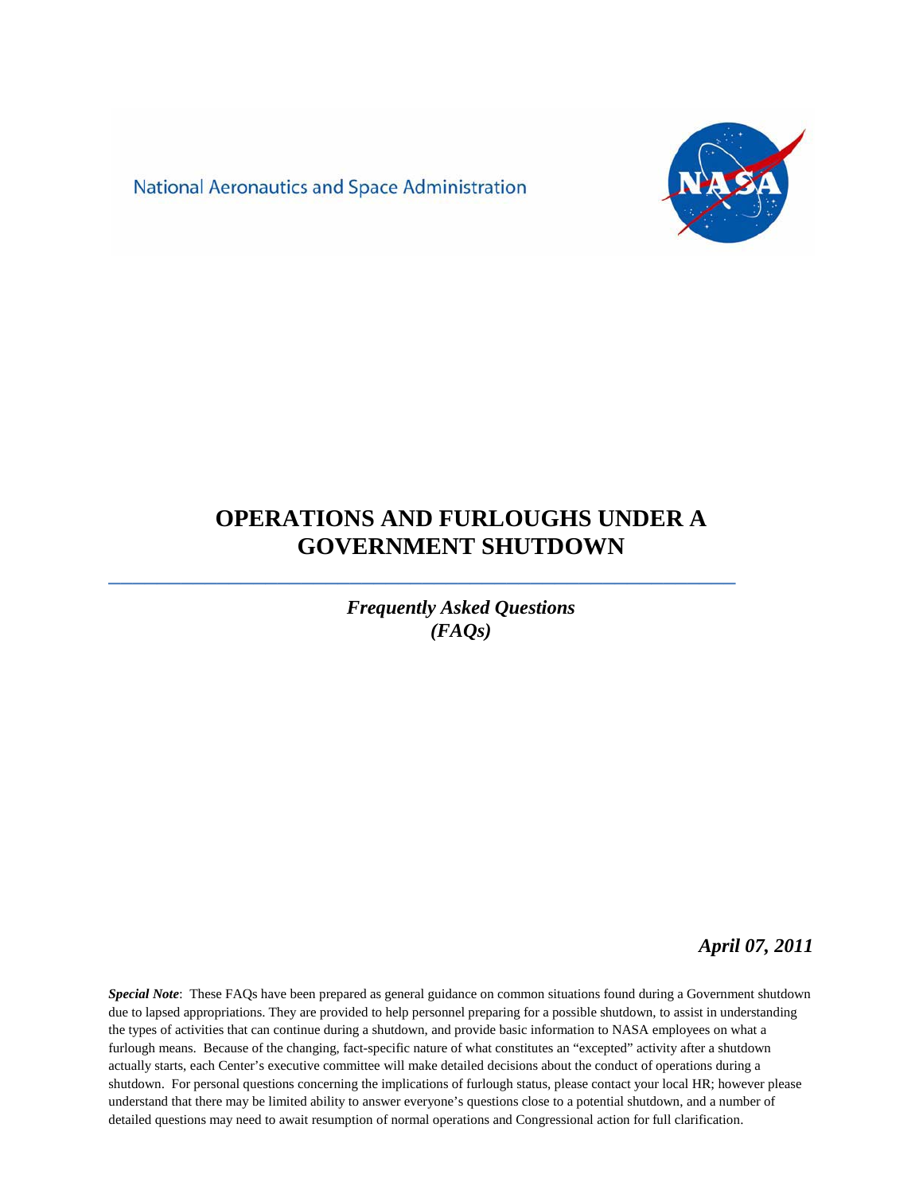National Aeronautics and Space Administration

# OPERATIONS AND FURLOUGHS UNDER A GOVERNMENT SHUTDOWN

***Frequently Asked Questions (FAQs)***

***April 07, 2011***

***Special Note***: These FAQs have been prepared as general guidance on common situations found during a Government shutdown due to lapsed appropriations. They are provided to help personnel preparing for a possible shutdown, to assist in understanding the types of activities that can continue during a shutdown, and provide basic information to NASA employees on what a furlough means. Because of the changing, fact-specific nature of what constitutes an "excepted" activity after a shutdown actually starts, each Center's executive committee will make detailed decisions about the conduct of operations during a shutdown. For personal questions concerning the implications of furlough status, please contact your local HR; however please understand that there may be limited ability to answer everyone's questions close to a potential shutdown, and a number of detailed questions may need to await resumption of normal operations and Congressional action for full clarification.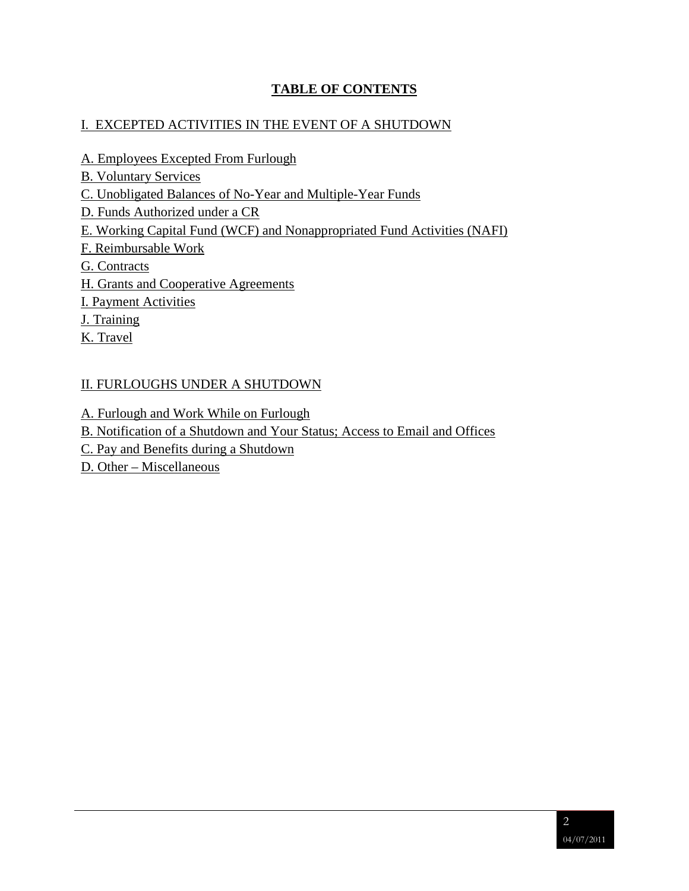# TABLE OF CONTENTS

## I. EXCEPTED ACTIVITIES IN THE EVENT OF A SHUTDOWN

A. Employees Excepted From Furlough

B. Voluntary Services

C. Unobligated Balances of No-Year and Multiple-Year Funds

D. Funds Authorized under a CR

E. Working Capital Fund (WCF) and Nonappropriated Fund Activities (NAFI)

F. Reimbursable Work

G. Contracts

H. Grants and Cooperative Agreements

I. Payment Activities

J. Training

K. Travel

## II. FURLOUGHS UNDER A SHUTDOWN

A. Furlough and Work While on Furlough

B. Notification of a Shutdown and Your Status; Access to Email and Offices

C. Pay and Benefits during a Shutdown

D. Other – Miscellaneous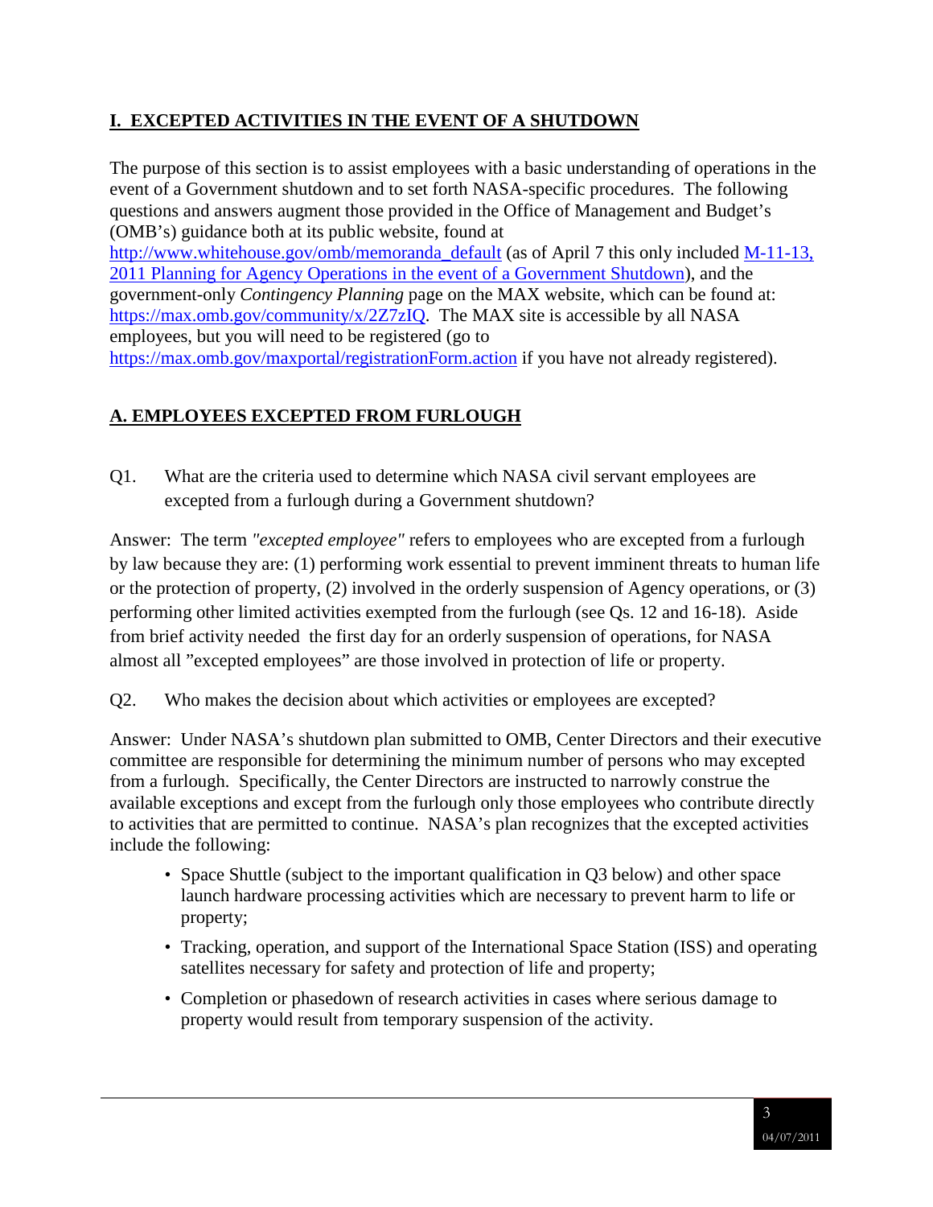## I. EXCEPTED ACTIVITIES IN THE EVENT OF A SHUTDOWN

The purpose of this section is to assist employees with a basic understanding of operations in the event of a Government shutdown and to set forth NASA-specific procedures. The following questions and answers augment those provided in the Office of Management and Budget's (OMB's) guidance both at its public website, found at http://www.whitehouse.gov/omb/memoranda_default (as of April 7 this only included M-11-13, 2011 Planning for Agency Operations in the event of a Government Shutdown), and the government-only *Contingency Planning* page on the MAX website, which can be found at: https://max.omb.gov/community/x/2Z7zIQ. The MAX site is accessible by all NASA employees, but you will need to be registered (go to https://max.omb.gov/maxportal/registrationForm.action if you have not already registered).

### A. EMPLOYEES EXCEPTED FROM FURLOUGH

Q1. What are the criteria used to determine which NASA civil servant employees are excepted from a furlough during a Government shutdown?

Answer: The term *"excepted employee"* refers to employees who are excepted from a furlough by law because they are: (1) performing work essential to prevent imminent threats to human life or the protection of property, (2) involved in the orderly suspension of Agency operations, or (3) performing other limited activities exempted from the furlough (see Qs. 12 and 16-18). Aside from brief activity needed the first day for an orderly suspension of operations, for NASA almost all "excepted employees" are those involved in protection of life or property.

Q2. Who makes the decision about which activities or employees are excepted?

Answer: Under NASA's shutdown plan submitted to OMB, Center Directors and their executive committee are responsible for determining the minimum number of persons who may excepted from a furlough. Specifically, the Center Directors are instructed to narrowly construe the available exceptions and except from the furlough only those employees who contribute directly to activities that are permitted to continue. NASA's plan recognizes that the excepted activities include the following:

- Space Shuttle (subject to the important qualification in Q3 below) and other space launch hardware processing activities which are necessary to prevent harm to life or property;
- Tracking, operation, and support of the International Space Station (ISS) and operating satellites necessary for safety and protection of life and property;
- Completion or phasedown of research activities in cases where serious damage to property would result from temporary suspension of the activity.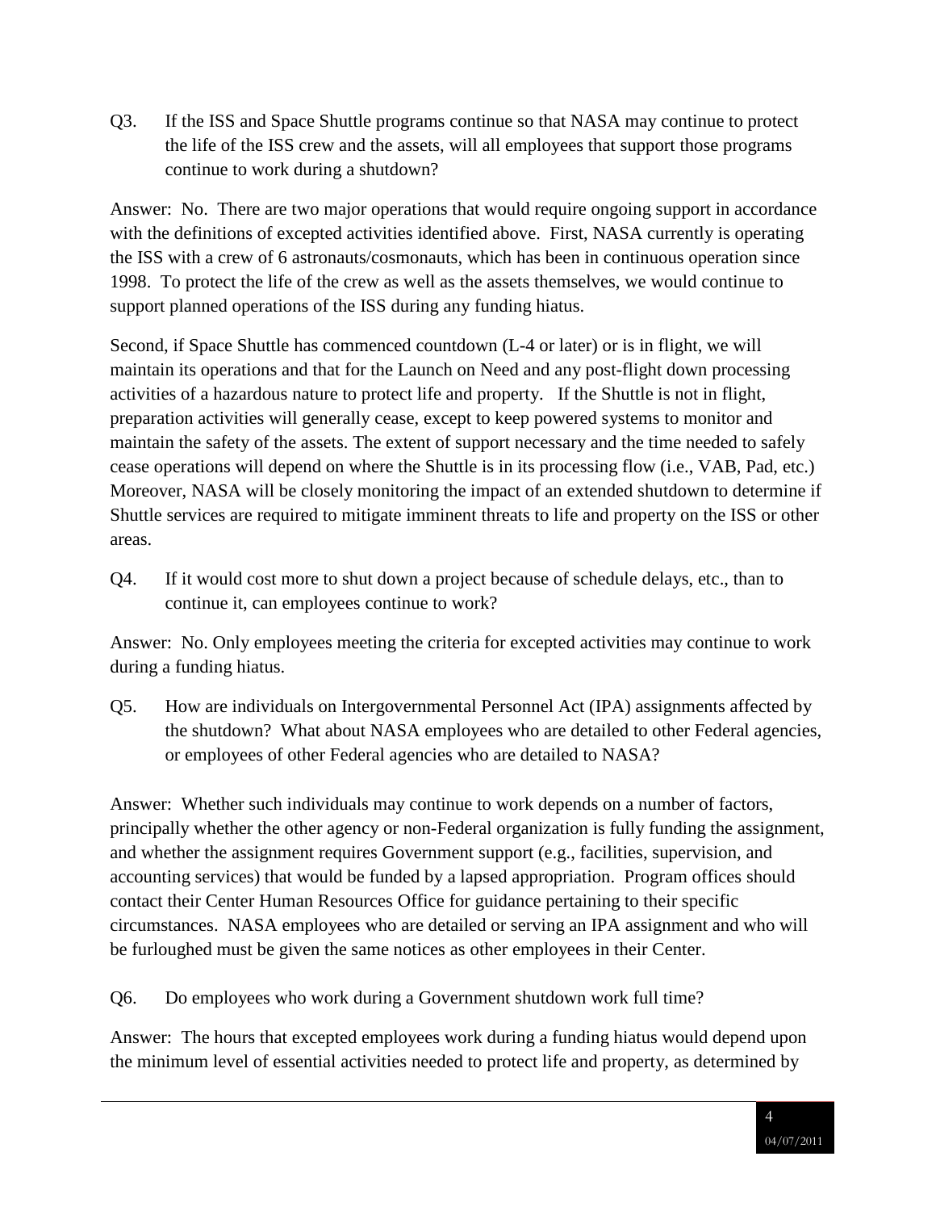Q3. If the ISS and Space Shuttle programs continue so that NASA may continue to protect the life of the ISS crew and the assets, will all employees that support those programs continue to work during a shutdown?

Answer: No. There are two major operations that would require ongoing support in accordance with the definitions of excepted activities identified above. First, NASA currently is operating the ISS with a crew of 6 astronauts/cosmonauts, which has been in continuous operation since 1998. To protect the life of the crew as well as the assets themselves, we would continue to support planned operations of the ISS during any funding hiatus.

Second, if Space Shuttle has commenced countdown (L-4 or later) or is in flight, we will maintain its operations and that for the Launch on Need and any post-flight down processing activities of a hazardous nature to protect life and property. If the Shuttle is not in flight, preparation activities will generally cease, except to keep powered systems to monitor and maintain the safety of the assets. The extent of support necessary and the time needed to safely cease operations will depend on where the Shuttle is in its processing flow (i.e., VAB, Pad, etc.) Moreover, NASA will be closely monitoring the impact of an extended shutdown to determine if Shuttle services are required to mitigate imminent threats to life and property on the ISS or other areas.

Q4. If it would cost more to shut down a project because of schedule delays, etc., than to continue it, can employees continue to work?

Answer: No. Only employees meeting the criteria for excepted activities may continue to work during a funding hiatus.

Q5. How are individuals on Intergovernmental Personnel Act (IPA) assignments affected by the shutdown? What about NASA employees who are detailed to other Federal agencies, or employees of other Federal agencies who are detailed to NASA?

Answer: Whether such individuals may continue to work depends on a number of factors, principally whether the other agency or non-Federal organization is fully funding the assignment, and whether the assignment requires Government support (e.g., facilities, supervision, and accounting services) that would be funded by a lapsed appropriation. Program offices should contact their Center Human Resources Office for guidance pertaining to their specific circumstances. NASA employees who are detailed or serving an IPA assignment and who will be furloughed must be given the same notices as other employees in their Center.

Q6. Do employees who work during a Government shutdown work full time?

Answer: The hours that excepted employees work during a funding hiatus would depend upon the minimum level of essential activities needed to protect life and property, as determined by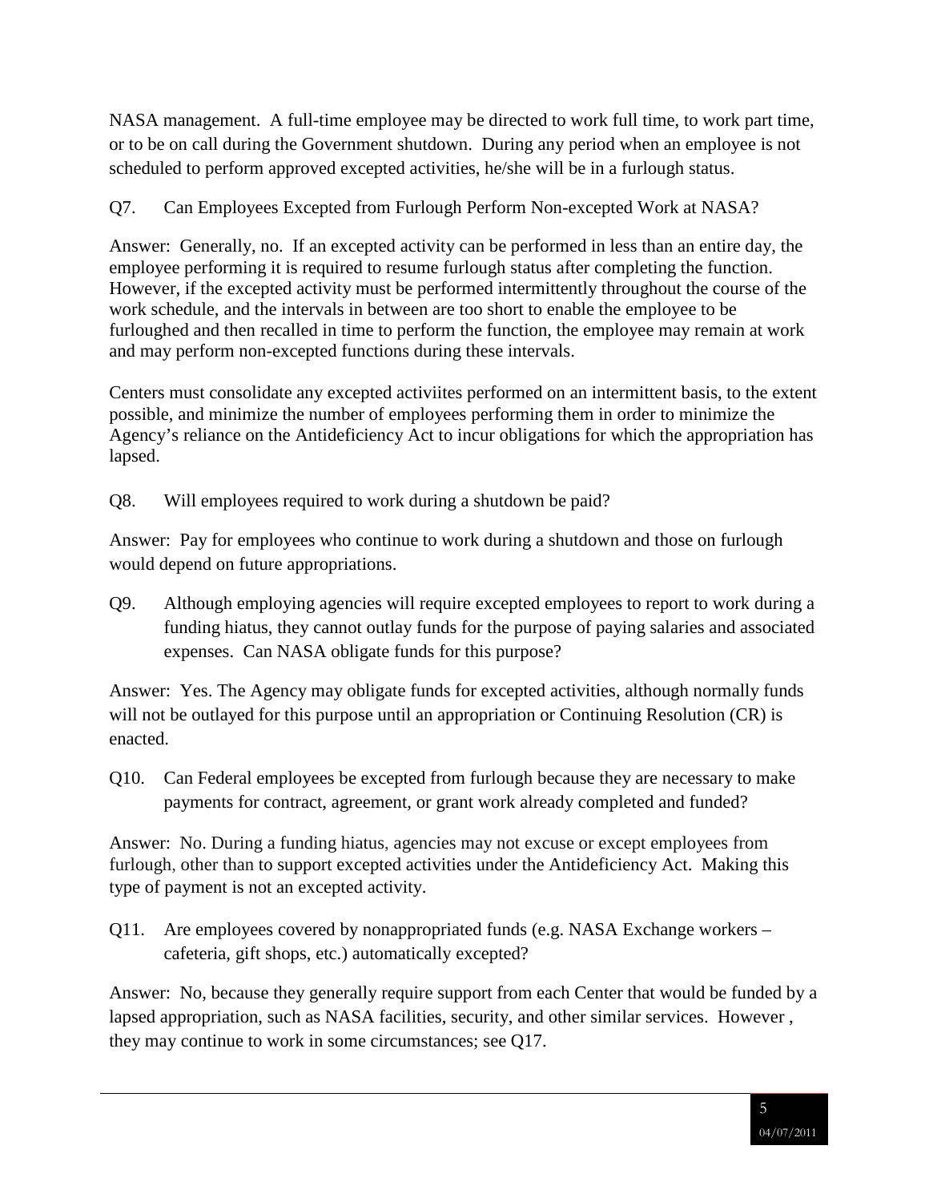NASA management. A full-time employee may be directed to work full time, to work part time, or to be on call during the Government shutdown. During any period when an employee is not scheduled to perform approved excepted activities, he/she will be in a furlough status.

Q7. Can Employees Excepted from Furlough Perform Non-excepted Work at NASA?

Answer: Generally, no. If an excepted activity can be performed in less than an entire day, the employee performing it is required to resume furlough status after completing the function. However, if the excepted activity must be performed intermittently throughout the course of the work schedule, and the intervals in between are too short to enable the employee to be furloughed and then recalled in time to perform the function, the employee may remain at work and may perform non-excepted functions during these intervals.

Centers must consolidate any excepted activiites performed on an intermittent basis, to the extent possible, and minimize the number of employees performing them in order to minimize the Agency's reliance on the Antideficiency Act to incur obligations for which the appropriation has lapsed.

Q8. Will employees required to work during a shutdown be paid?

Answer: Pay for employees who continue to work during a shutdown and those on furlough would depend on future appropriations.

Q9. Although employing agencies will require excepted employees to report to work during a funding hiatus, they cannot outlay funds for the purpose of paying salaries and associated expenses. Can NASA obligate funds for this purpose?

Answer: Yes. The Agency may obligate funds for excepted activities, although normally funds will not be outlayed for this purpose until an appropriation or Continuing Resolution (CR) is enacted.

Q10. Can Federal employees be excepted from furlough because they are necessary to make payments for contract, agreement, or grant work already completed and funded?

Answer: No. During a funding hiatus, agencies may not excuse or except employees from furlough, other than to support excepted activities under the Antideficiency Act. Making this type of payment is not an excepted activity.

Q11. Are employees covered by nonappropriated funds (e.g. NASA Exchange workers – cafeteria, gift shops, etc.) automatically excepted?

Answer: No, because they generally require support from each Center that would be funded by a lapsed appropriation, such as NASA facilities, security, and other similar services. However , they may continue to work in some circumstances; see Q17.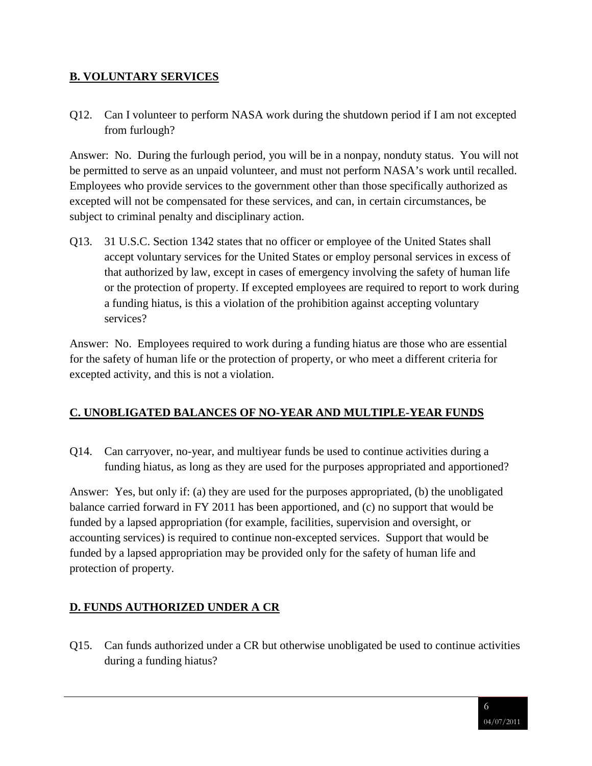## B. VOLUNTARY SERVICES

Q12. Can I volunteer to perform NASA work during the shutdown period if I am not excepted from furlough?

Answer: No. During the furlough period, you will be in a nonpay, nonduty status. You will not be permitted to serve as an unpaid volunteer, and must not perform NASA's work until recalled. Employees who provide services to the government other than those specifically authorized as excepted will not be compensated for these services, and can, in certain circumstances, be subject to criminal penalty and disciplinary action.

Q13. 31 U.S.C. Section 1342 states that no officer or employee of the United States shall accept voluntary services for the United States or employ personal services in excess of that authorized by law, except in cases of emergency involving the safety of human life or the protection of property. If excepted employees are required to report to work during a funding hiatus, is this a violation of the prohibition against accepting voluntary services?

Answer: No. Employees required to work during a funding hiatus are those who are essential for the safety of human life or the protection of property, or who meet a different criteria for excepted activity, and this is not a violation.

## C. UNOBLIGATED BALANCES OF NO-YEAR AND MULTIPLE-YEAR FUNDS

Q14. Can carryover, no-year, and multiyear funds be used to continue activities during a funding hiatus, as long as they are used for the purposes appropriated and apportioned?

Answer: Yes, but only if: (a) they are used for the purposes appropriated, (b) the unobligated balance carried forward in FY 2011 has been apportioned, and (c) no support that would be funded by a lapsed appropriation (for example, facilities, supervision and oversight, or accounting services) is required to continue non-excepted services. Support that would be funded by a lapsed appropriation may be provided only for the safety of human life and protection of property.

## D. FUNDS AUTHORIZED UNDER A CR

Q15. Can funds authorized under a CR but otherwise unobligated be used to continue activities during a funding hiatus?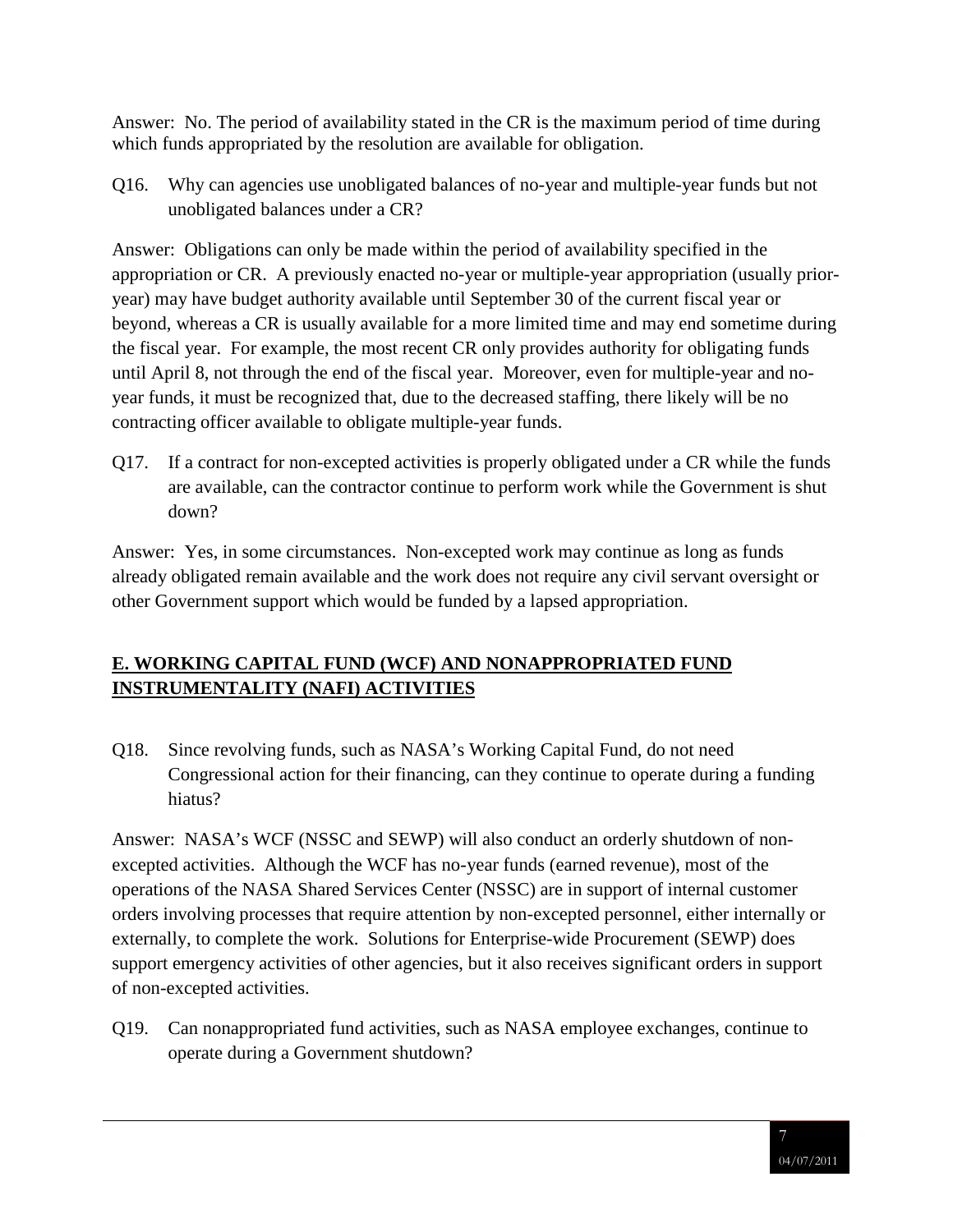Answer: No. The period of availability stated in the CR is the maximum period of time during which funds appropriated by the resolution are available for obligation.

Q16. Why can agencies use unobligated balances of no-year and multiple-year funds but not unobligated balances under a CR?

Answer: Obligations can only be made within the period of availability specified in the appropriation or CR. A previously enacted no-year or multiple-year appropriation (usually prior-year) may have budget authority available until September 30 of the current fiscal year or beyond, whereas a CR is usually available for a more limited time and may end sometime during the fiscal year. For example, the most recent CR only provides authority for obligating funds until April 8, not through the end of the fiscal year. Moreover, even for multiple-year and no-year funds, it must be recognized that, due to the decreased staffing, there likely will be no contracting officer available to obligate multiple-year funds.

Q17. If a contract for non-excepted activities is properly obligated under a CR while the funds are available, can the contractor continue to perform work while the Government is shut down?

Answer: Yes, in some circumstances. Non-excepted work may continue as long as funds already obligated remain available and the work does not require any civil servant oversight or other Government support which would be funded by a lapsed appropriation.

## E. WORKING CAPITAL FUND (WCF) AND NONAPPROPRIATED FUND INSTRUMENTALITY (NAFI) ACTIVITIES

Q18. Since revolving funds, such as NASA's Working Capital Fund, do not need Congressional action for their financing, can they continue to operate during a funding hiatus?

Answer: NASA's WCF (NSSC and SEWP) will also conduct an orderly shutdown of non-excepted activities. Although the WCF has no-year funds (earned revenue), most of the operations of the NASA Shared Services Center (NSSC) are in support of internal customer orders involving processes that require attention by non-excepted personnel, either internally or externally, to complete the work. Solutions for Enterprise-wide Procurement (SEWP) does support emergency activities of other agencies, but it also receives significant orders in support of non-excepted activities.

Q19. Can nonappropriated fund activities, such as NASA employee exchanges, continue to operate during a Government shutdown?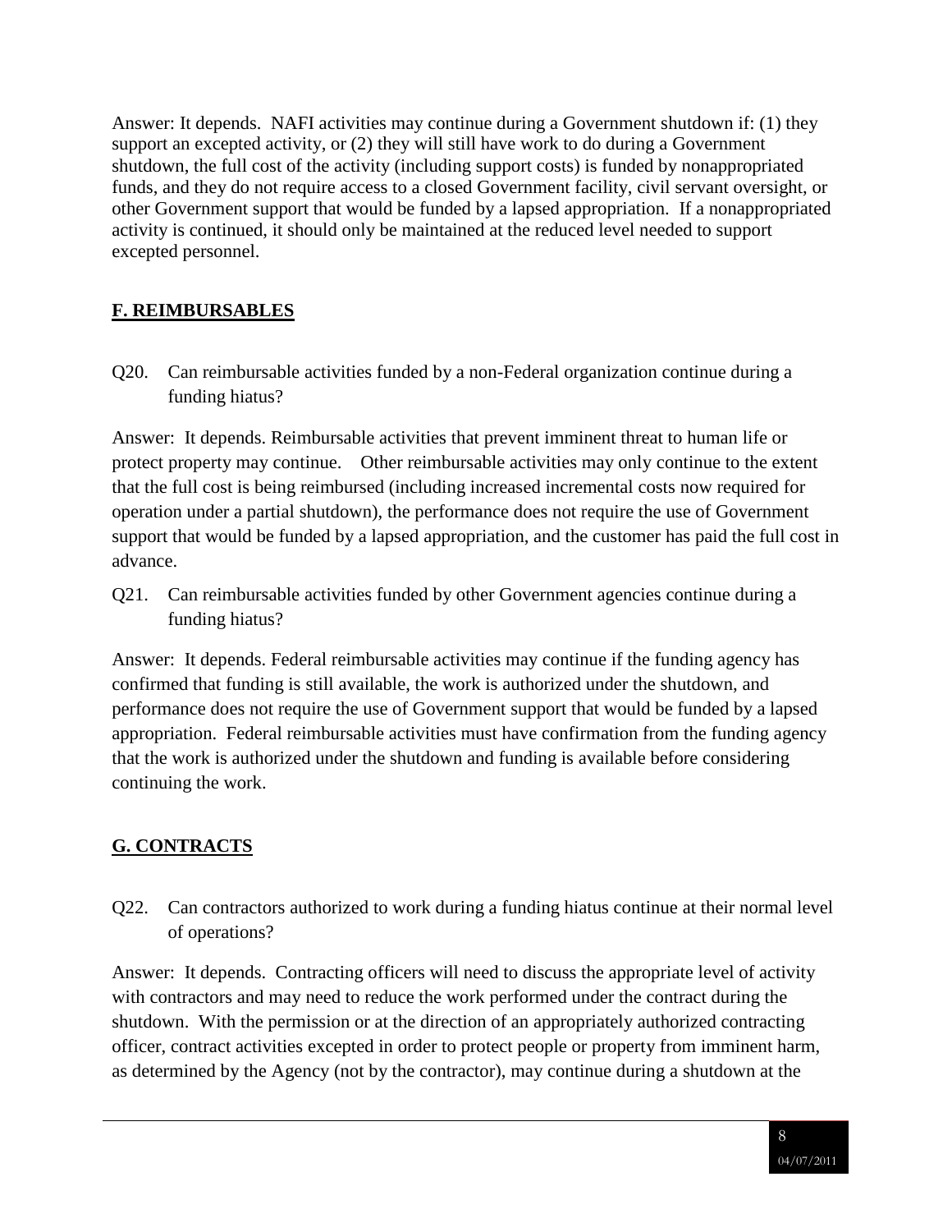Answer: It depends. NAFI activities may continue during a Government shutdown if: (1) they support an excepted activity, or (2) they will still have work to do during a Government shutdown, the full cost of the activity (including support costs) is funded by nonappropriated funds, and they do not require access to a closed Government facility, civil servant oversight, or other Government support that would be funded by a lapsed appropriation. If a nonappropriated activity is continued, it should only be maintained at the reduced level needed to support excepted personnel.

## F. REIMBURSABLES

Q20. Can reimbursable activities funded by a non-Federal organization continue during a funding hiatus?

Answer: It depends. Reimbursable activities that prevent imminent threat to human life or protect property may continue. Other reimbursable activities may only continue to the extent that the full cost is being reimbursed (including increased incremental costs now required for operation under a partial shutdown), the performance does not require the use of Government support that would be funded by a lapsed appropriation, and the customer has paid the full cost in advance.

Q21. Can reimbursable activities funded by other Government agencies continue during a funding hiatus?

Answer: It depends. Federal reimbursable activities may continue if the funding agency has confirmed that funding is still available, the work is authorized under the shutdown, and performance does not require the use of Government support that would be funded by a lapsed appropriation. Federal reimbursable activities must have confirmation from the funding agency that the work is authorized under the shutdown and funding is available before considering continuing the work.

## G. CONTRACTS

Q22. Can contractors authorized to work during a funding hiatus continue at their normal level of operations?

Answer: It depends. Contracting officers will need to discuss the appropriate level of activity with contractors and may need to reduce the work performed under the contract during the shutdown. With the permission or at the direction of an appropriately authorized contracting officer, contract activities excepted in order to protect people or property from imminent harm, as determined by the Agency (not by the contractor), may continue during a shutdown at the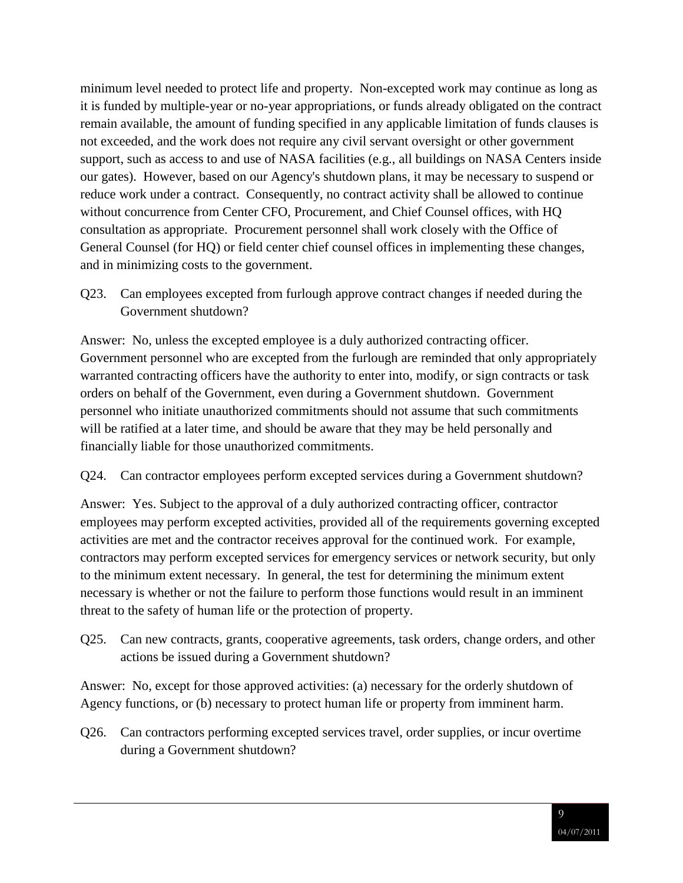minimum level needed to protect life and property. Non-excepted work may continue as long as it is funded by multiple-year or no-year appropriations, or funds already obligated on the contract remain available, the amount of funding specified in any applicable limitation of funds clauses is not exceeded, and the work does not require any civil servant oversight or other government support, such as access to and use of NASA facilities (e.g., all buildings on NASA Centers inside our gates). However, based on our Agency's shutdown plans, it may be necessary to suspend or reduce work under a contract. Consequently, no contract activity shall be allowed to continue without concurrence from Center CFO, Procurement, and Chief Counsel offices, with HQ consultation as appropriate. Procurement personnel shall work closely with the Office of General Counsel (for HQ) or field center chief counsel offices in implementing these changes, and in minimizing costs to the government.

Q23. Can employees excepted from furlough approve contract changes if needed during the Government shutdown?

Answer: No, unless the excepted employee is a duly authorized contracting officer. Government personnel who are excepted from the furlough are reminded that only appropriately warranted contracting officers have the authority to enter into, modify, or sign contracts or task orders on behalf of the Government, even during a Government shutdown. Government personnel who initiate unauthorized commitments should not assume that such commitments will be ratified at a later time, and should be aware that they may be held personally and financially liable for those unauthorized commitments.

Q24. Can contractor employees perform excepted services during a Government shutdown?

Answer: Yes. Subject to the approval of a duly authorized contracting officer, contractor employees may perform excepted activities, provided all of the requirements governing excepted activities are met and the contractor receives approval for the continued work. For example, contractors may perform excepted services for emergency services or network security, but only to the minimum extent necessary. In general, the test for determining the minimum extent necessary is whether or not the failure to perform those functions would result in an imminent threat to the safety of human life or the protection of property.

Q25. Can new contracts, grants, cooperative agreements, task orders, change orders, and other actions be issued during a Government shutdown?

Answer: No, except for those approved activities: (a) necessary for the orderly shutdown of Agency functions, or (b) necessary to protect human life or property from imminent harm.

Q26. Can contractors performing excepted services travel, order supplies, or incur overtime during a Government shutdown?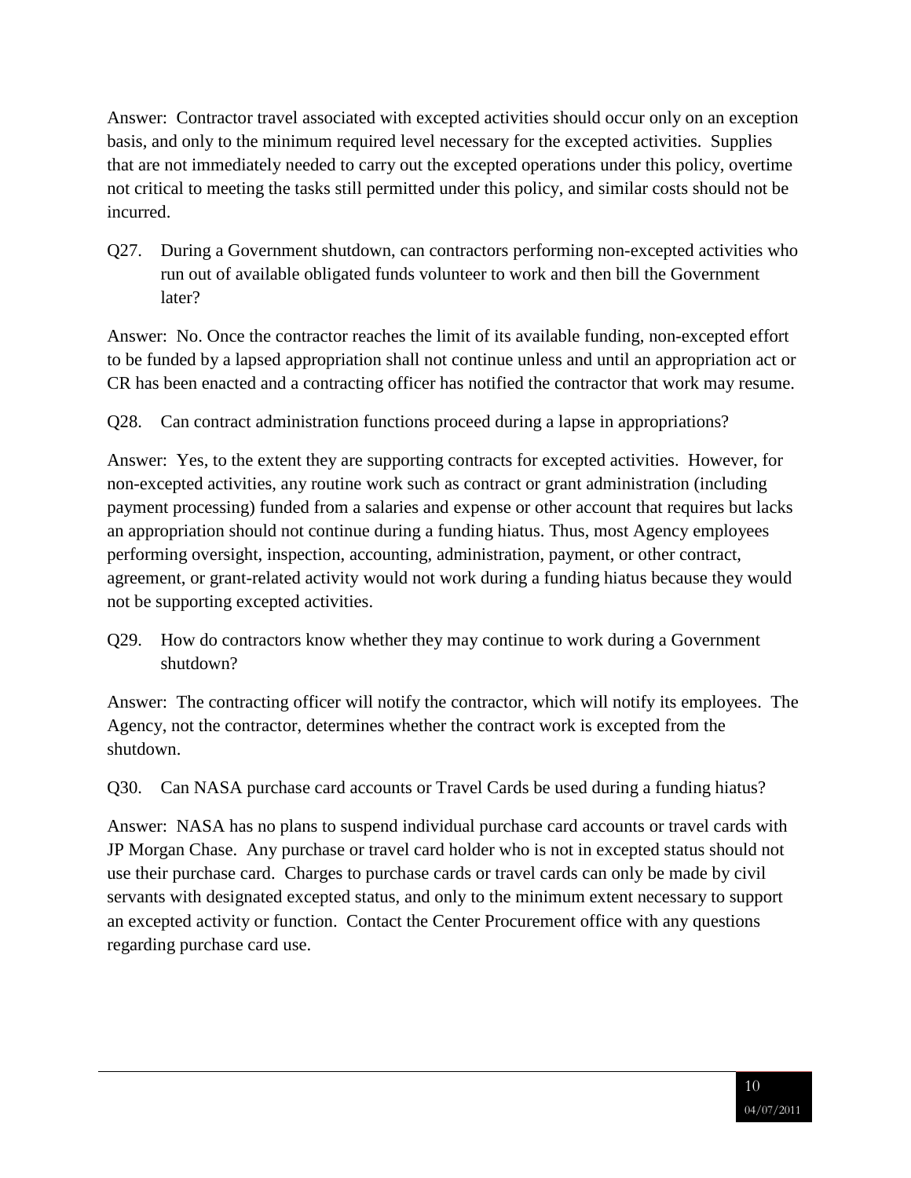Answer: Contractor travel associated with excepted activities should occur only on an exception basis, and only to the minimum required level necessary for the excepted activities. Supplies that are not immediately needed to carry out the excepted operations under this policy, overtime not critical to meeting the tasks still permitted under this policy, and similar costs should not be incurred.

Q27. During a Government shutdown, can contractors performing non-excepted activities who run out of available obligated funds volunteer to work and then bill the Government later?

Answer: No. Once the contractor reaches the limit of its available funding, non-excepted effort to be funded by a lapsed appropriation shall not continue unless and until an appropriation act or CR has been enacted and a contracting officer has notified the contractor that work may resume.

Q28. Can contract administration functions proceed during a lapse in appropriations?

Answer: Yes, to the extent they are supporting contracts for excepted activities. However, for non-excepted activities, any routine work such as contract or grant administration (including payment processing) funded from a salaries and expense or other account that requires but lacks an appropriation should not continue during a funding hiatus. Thus, most Agency employees performing oversight, inspection, accounting, administration, payment, or other contract, agreement, or grant-related activity would not work during a funding hiatus because they would not be supporting excepted activities.

Q29. How do contractors know whether they may continue to work during a Government shutdown?

Answer: The contracting officer will notify the contractor, which will notify its employees. The Agency, not the contractor, determines whether the contract work is excepted from the shutdown.

Q30. Can NASA purchase card accounts or Travel Cards be used during a funding hiatus?

Answer: NASA has no plans to suspend individual purchase card accounts or travel cards with JP Morgan Chase. Any purchase or travel card holder who is not in excepted status should not use their purchase card. Charges to purchase cards or travel cards can only be made by civil servants with designated excepted status, and only to the minimum extent necessary to support an excepted activity or function. Contact the Center Procurement office with any questions regarding purchase card use.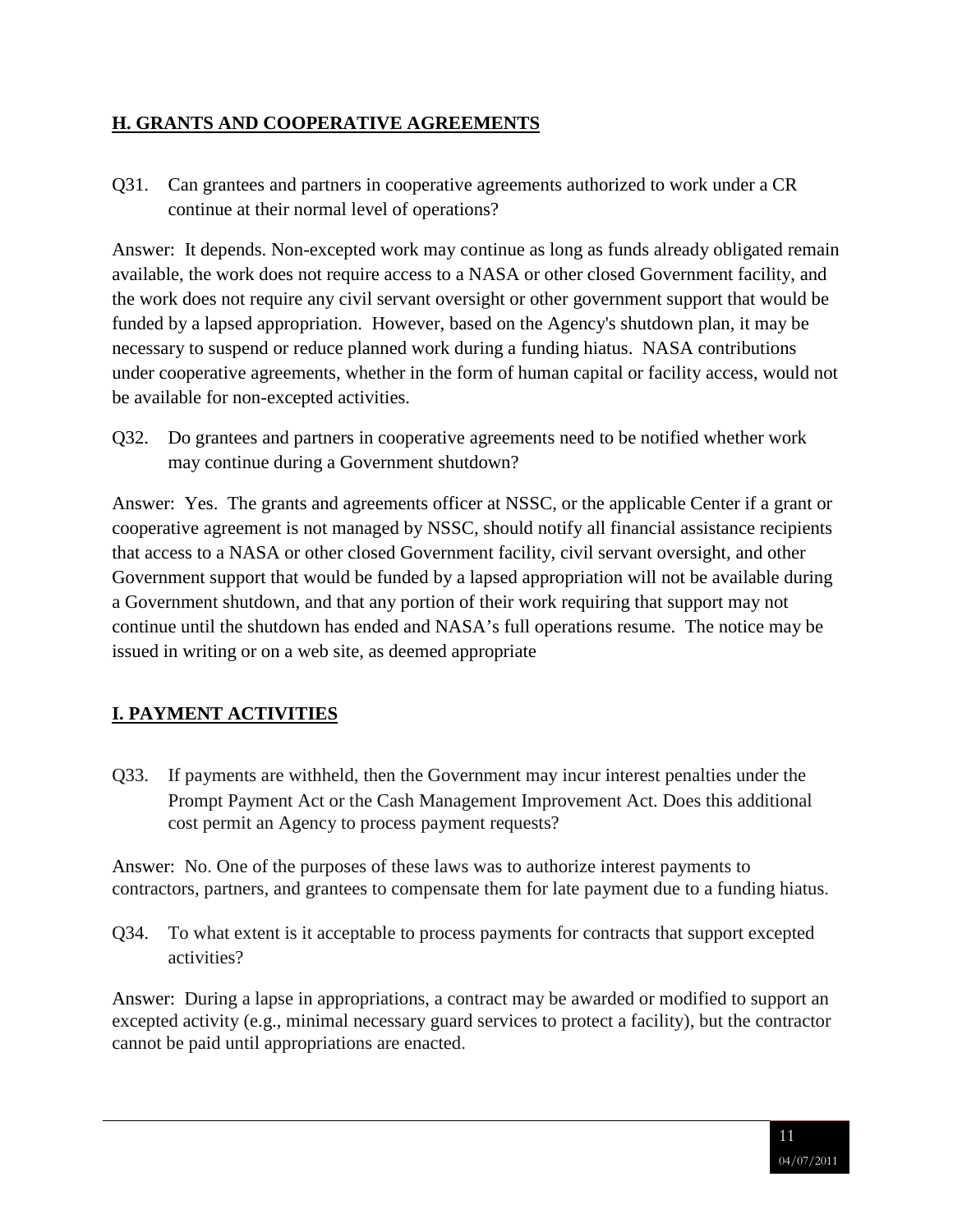## H. GRANTS AND COOPERATIVE AGREEMENTS

Q31. Can grantees and partners in cooperative agreements authorized to work under a CR continue at their normal level of operations?

Answer: It depends. Non-excepted work may continue as long as funds already obligated remain available, the work does not require access to a NASA or other closed Government facility, and the work does not require any civil servant oversight or other government support that would be funded by a lapsed appropriation. However, based on the Agency's shutdown plan, it may be necessary to suspend or reduce planned work during a funding hiatus. NASA contributions under cooperative agreements, whether in the form of human capital or facility access, would not be available for non-excepted activities.

Q32. Do grantees and partners in cooperative agreements need to be notified whether work may continue during a Government shutdown?

Answer: Yes. The grants and agreements officer at NSSC, or the applicable Center if a grant or cooperative agreement is not managed by NSSC, should notify all financial assistance recipients that access to a NASA or other closed Government facility, civil servant oversight, and other Government support that would be funded by a lapsed appropriation will not be available during a Government shutdown, and that any portion of their work requiring that support may not continue until the shutdown has ended and NASA's full operations resume. The notice may be issued in writing or on a web site, as deemed appropriate

## I. PAYMENT ACTIVITIES

Q33. If payments are withheld, then the Government may incur interest penalties under the Prompt Payment Act or the Cash Management Improvement Act. Does this additional cost permit an Agency to process payment requests?

Answer: No. One of the purposes of these laws was to authorize interest payments to contractors, partners, and grantees to compensate them for late payment due to a funding hiatus.

Q34. To what extent is it acceptable to process payments for contracts that support excepted activities?

Answer: During a lapse in appropriations, a contract may be awarded or modified to support an excepted activity (e.g., minimal necessary guard services to protect a facility), but the contractor cannot be paid until appropriations are enacted.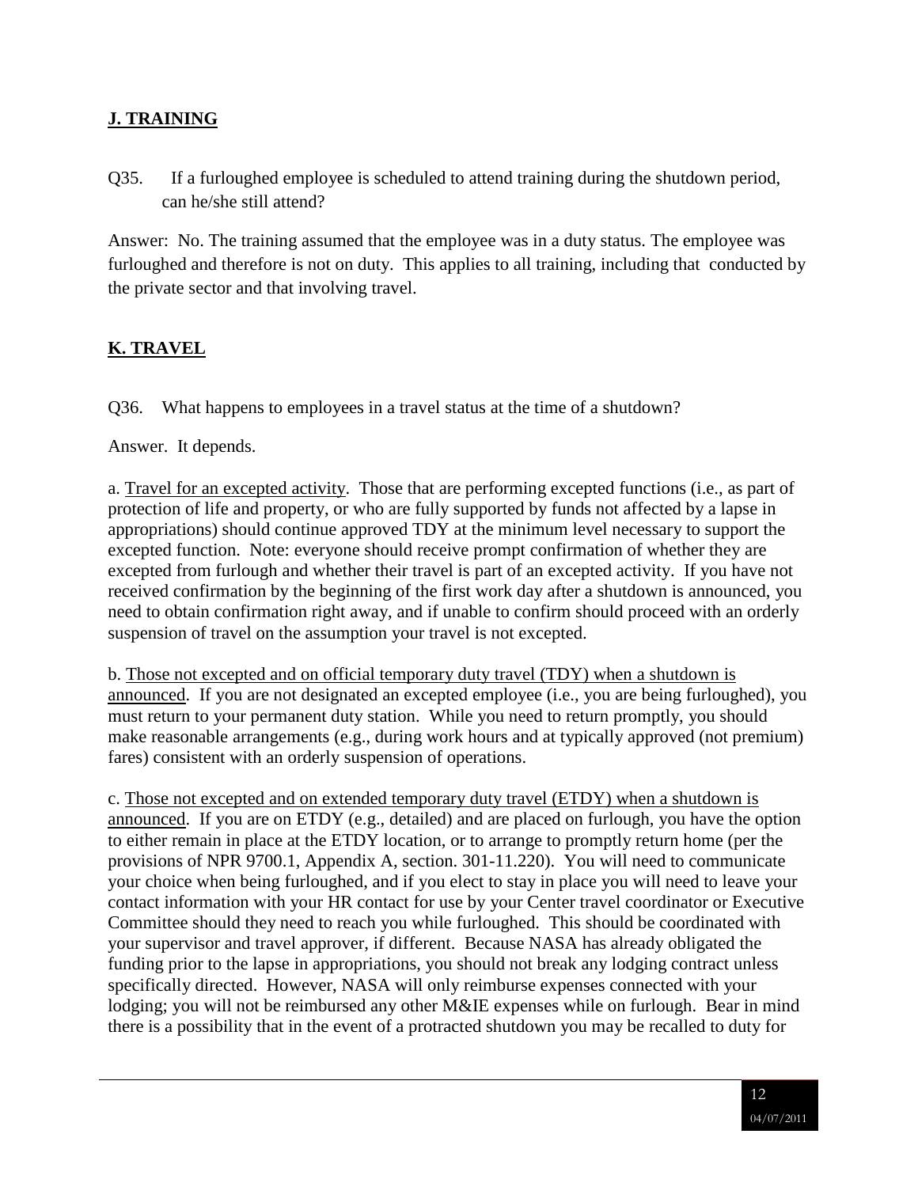## J. TRAINING

Q35. If a furloughed employee is scheduled to attend training during the shutdown period, can he/she still attend?

Answer: No. The training assumed that the employee was in a duty status. The employee was furloughed and therefore is not on duty. This applies to all training, including that conducted by the private sector and that involving travel.

## K. TRAVEL

Q36. What happens to employees in a travel status at the time of a shutdown?

Answer. It depends.

a. Travel for an excepted activity. Those that are performing excepted functions (i.e., as part of protection of life and property, or who are fully supported by funds not affected by a lapse in appropriations) should continue approved TDY at the minimum level necessary to support the excepted function. Note: everyone should receive prompt confirmation of whether they are excepted from furlough and whether their travel is part of an excepted activity. If you have not received confirmation by the beginning of the first work day after a shutdown is announced, you need to obtain confirmation right away, and if unable to confirm should proceed with an orderly suspension of travel on the assumption your travel is not excepted.

b. Those not excepted and on official temporary duty travel (TDY) when a shutdown is announced. If you are not designated an excepted employee (i.e., you are being furloughed), you must return to your permanent duty station. While you need to return promptly, you should make reasonable arrangements (e.g., during work hours and at typically approved (not premium) fares) consistent with an orderly suspension of operations.

c. Those not excepted and on extended temporary duty travel (ETDY) when a shutdown is announced. If you are on ETDY (e.g., detailed) and are placed on furlough, you have the option to either remain in place at the ETDY location, or to arrange to promptly return home (per the provisions of NPR 9700.1, Appendix A, section. 301-11.220). You will need to communicate your choice when being furloughed, and if you elect to stay in place you will need to leave your contact information with your HR contact for use by your Center travel coordinator or Executive Committee should they need to reach you while furloughed. This should be coordinated with your supervisor and travel approver, if different. Because NASA has already obligated the funding prior to the lapse in appropriations, you should not break any lodging contract unless specifically directed. However, NASA will only reimburse expenses connected with your lodging; you will not be reimbursed any other M&IE expenses while on furlough. Bear in mind there is a possibility that in the event of a protracted shutdown you may be recalled to duty for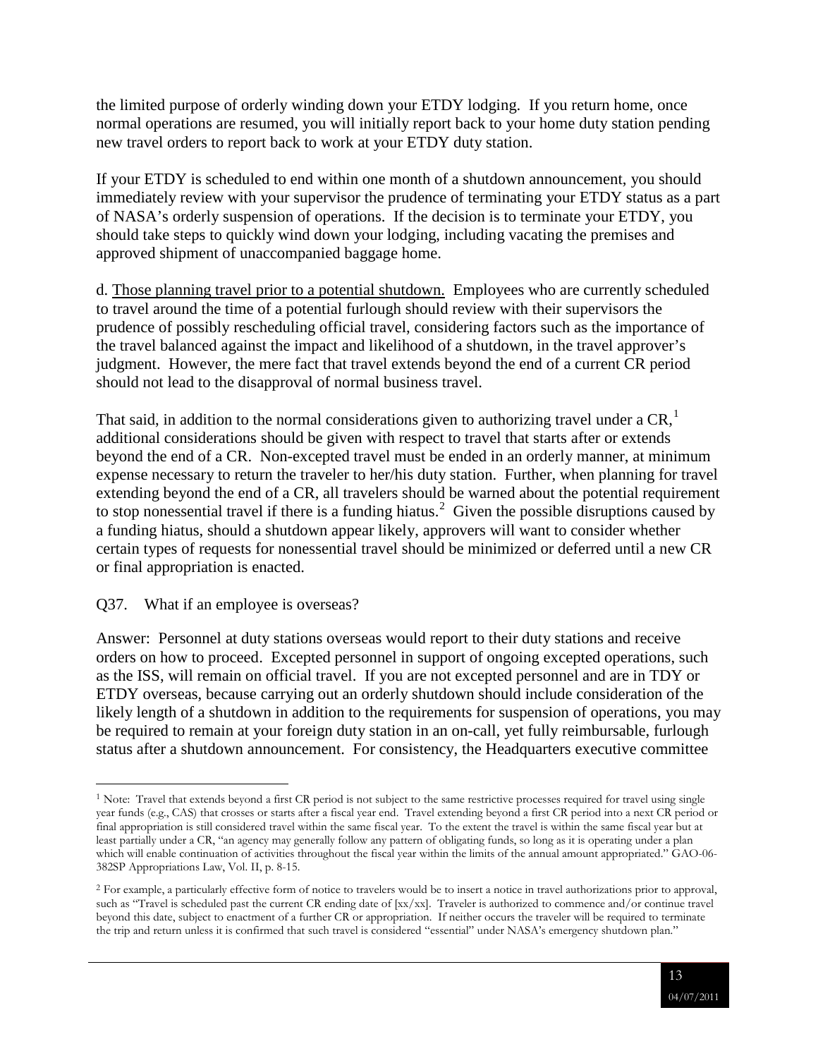the limited purpose of orderly winding down your ETDY lodging. If you return home, once normal operations are resumed, you will initially report back to your home duty station pending new travel orders to report back to work at your ETDY duty station.

If your ETDY is scheduled to end within one month of a shutdown announcement, you should immediately review with your supervisor the prudence of terminating your ETDY status as a part of NASA's orderly suspension of operations. If the decision is to terminate your ETDY, you should take steps to quickly wind down your lodging, including vacating the premises and approved shipment of unaccompanied baggage home.

d. Those planning travel prior to a potential shutdown. Employees who are currently scheduled to travel around the time of a potential furlough should review with their supervisors the prudence of possibly rescheduling official travel, considering factors such as the importance of the travel balanced against the impact and likelihood of a shutdown, in the travel approver's judgment. However, the mere fact that travel extends beyond the end of a current CR period should not lead to the disapproval of normal business travel.

That said, in addition to the normal considerations given to authorizing travel under a CR,[1] additional considerations should be given with respect to travel that starts after or extends beyond the end of a CR. Non-excepted travel must be ended in an orderly manner, at minimum expense necessary to return the traveler to her/his duty station. Further, when planning for travel extending beyond the end of a CR, all travelers should be warned about the potential requirement to stop nonessential travel if there is a funding hiatus.[2] Given the possible disruptions caused by a funding hiatus, should a shutdown appear likely, approvers will want to consider whether certain types of requests for nonessential travel should be minimized or deferred until a new CR or final appropriation is enacted.

Q37. What if an employee is overseas?

Answer: Personnel at duty stations overseas would report to their duty stations and receive orders on how to proceed. Excepted personnel in support of ongoing excepted operations, such as the ISS, will remain on official travel. If you are not excepted personnel and are in TDY or ETDY overseas, because carrying out an orderly shutdown should include consideration of the likely length of a shutdown in addition to the requirements for suspension of operations, you may be required to remain at your foreign duty station in an on-call, yet fully reimbursable, furlough status after a shutdown announcement. For consistency, the Headquarters executive committee

---

[1] Note: Travel that extends beyond a first CR period is not subject to the same restrictive processes required for travel using single year funds (e.g., CAS) that crosses or starts after a fiscal year end. Travel extending beyond a first CR period into a next CR period or final appropriation is still considered travel within the same fiscal year. To the extent the travel is within the same fiscal year but at least partially under a CR, "an agency may generally follow any pattern of obligating funds, so long as it is operating under a plan which will enable continuation of activities throughout the fiscal year within the limits of the annual amount appropriated." GAO-06-382SP Appropriations Law, Vol. II, p. 8-15.

[2] For example, a particularly effective form of notice to travelers would be to insert a notice in travel authorizations prior to approval, such as "Travel is scheduled past the current CR ending date of [xx/xx]. Traveler is authorized to commence and/or continue travel beyond this date, subject to enactment of a further CR or appropriation. If neither occurs the traveler will be required to terminate the trip and return unless it is confirmed that such travel is considered "essential" under NASA's emergency shutdown plan."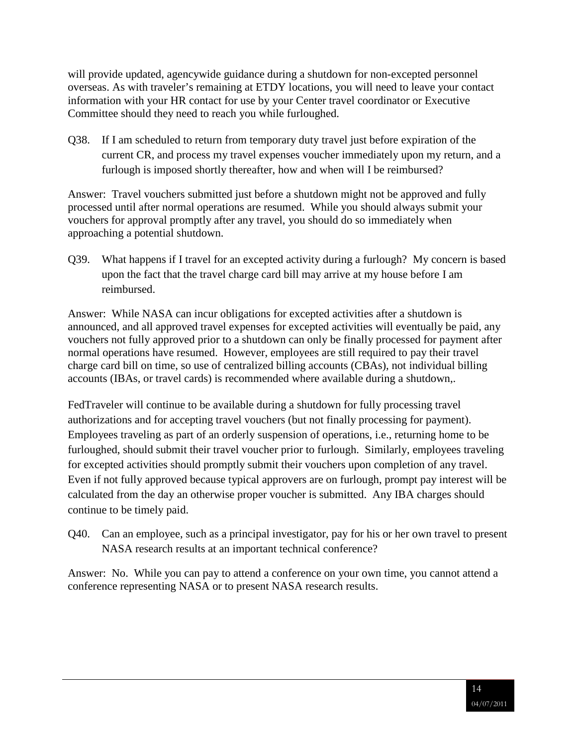will provide updated, agencywide guidance during a shutdown for non-excepted personnel overseas. As with traveler's remaining at ETDY locations, you will need to leave your contact information with your HR contact for use by your Center travel coordinator or Executive Committee should they need to reach you while furloughed.

Q38. If I am scheduled to return from temporary duty travel just before expiration of the current CR, and process my travel expenses voucher immediately upon my return, and a furlough is imposed shortly thereafter, how and when will I be reimbursed?

Answer: Travel vouchers submitted just before a shutdown might not be approved and fully processed until after normal operations are resumed. While you should always submit your vouchers for approval promptly after any travel, you should do so immediately when approaching a potential shutdown.

Q39. What happens if I travel for an excepted activity during a furlough? My concern is based upon the fact that the travel charge card bill may arrive at my house before I am reimbursed.

Answer: While NASA can incur obligations for excepted activities after a shutdown is announced, and all approved travel expenses for excepted activities will eventually be paid, any vouchers not fully approved prior to a shutdown can only be finally processed for payment after normal operations have resumed. However, employees are still required to pay their travel charge card bill on time, so use of centralized billing accounts (CBAs), not individual billing accounts (IBAs, or travel cards) is recommended where available during a shutdown,.

FedTraveler will continue to be available during a shutdown for fully processing travel authorizations and for accepting travel vouchers (but not finally processing for payment). Employees traveling as part of an orderly suspension of operations, i.e., returning home to be furloughed, should submit their travel voucher prior to furlough. Similarly, employees traveling for excepted activities should promptly submit their vouchers upon completion of any travel. Even if not fully approved because typical approvers are on furlough, prompt pay interest will be calculated from the day an otherwise proper voucher is submitted. Any IBA charges should continue to be timely paid.

Q40. Can an employee, such as a principal investigator, pay for his or her own travel to present NASA research results at an important technical conference?

Answer: No. While you can pay to attend a conference on your own time, you cannot attend a conference representing NASA or to present NASA research results.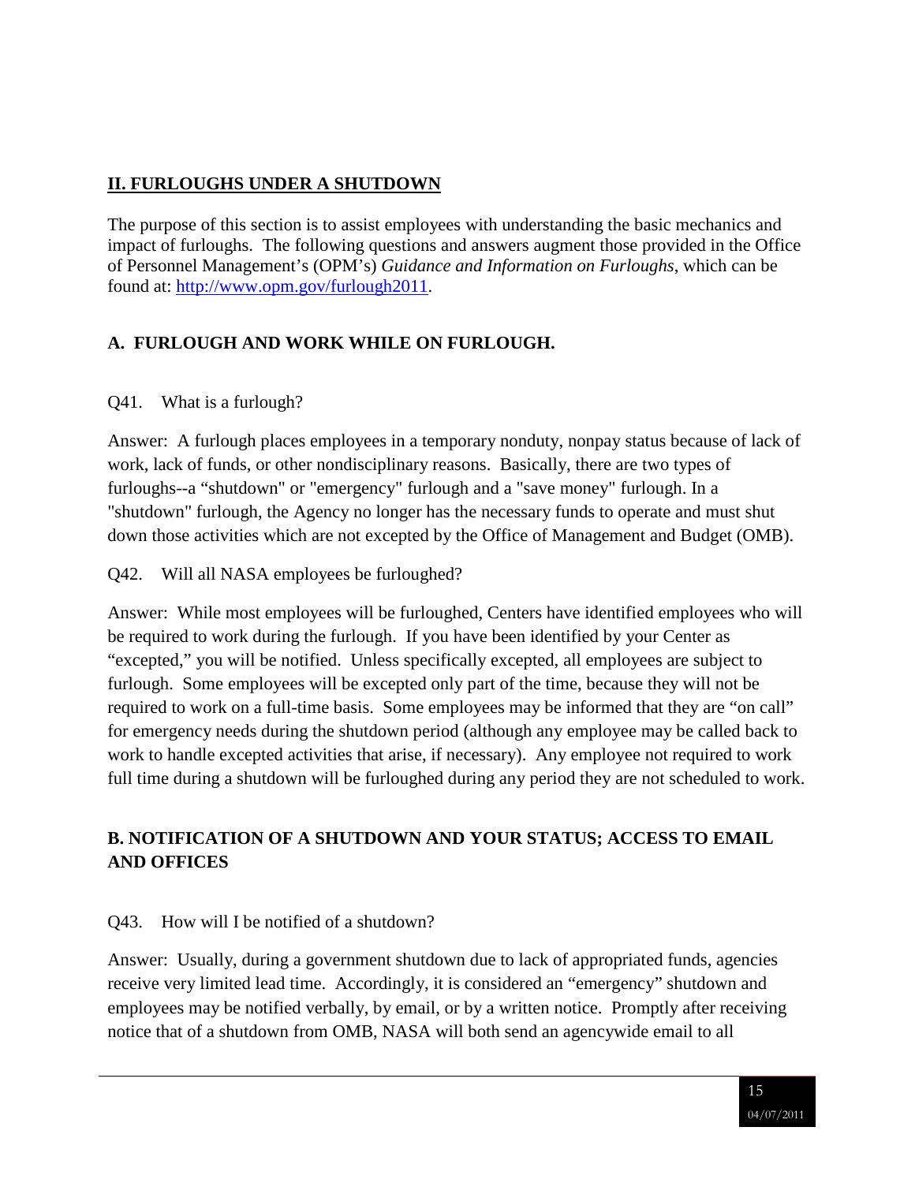## II. FURLOUGHS UNDER A SHUTDOWN

The purpose of this section is to assist employees with understanding the basic mechanics and impact of furloughs. The following questions and answers augment those provided in the Office of Personnel Management's (OPM's) *Guidance and Information on Furloughs*, which can be found at: [http://www.opm.gov/furlough2011](http://www.opm.gov/furlough2011).

### A. FURLOUGH AND WORK WHILE ON FURLOUGH.

Q41. What is a furlough?

Answer: A furlough places employees in a temporary nonduty, nonpay status because of lack of work, lack of funds, or other nondisciplinary reasons. Basically, there are two types of furloughs--a "shutdown" or "emergency" furlough and a "save money" furlough. In a "shutdown" furlough, the Agency no longer has the necessary funds to operate and must shut down those activities which are not excepted by the Office of Management and Budget (OMB).

Q42. Will all NASA employees be furloughed?

Answer: While most employees will be furloughed, Centers have identified employees who will be required to work during the furlough. If you have been identified by your Center as "excepted," you will be notified. Unless specifically excepted, all employees are subject to furlough. Some employees will be excepted only part of the time, because they will not be required to work on a full-time basis. Some employees may be informed that they are "on call" for emergency needs during the shutdown period (although any employee may be called back to work to handle excepted activities that arise, if necessary). Any employee not required to work full time during a shutdown will be furloughed during any period they are not scheduled to work.

### B. NOTIFICATION OF A SHUTDOWN AND YOUR STATUS; ACCESS TO EMAIL AND OFFICES

Q43. How will I be notified of a shutdown?

Answer: Usually, during a government shutdown due to lack of appropriated funds, agencies receive very limited lead time. Accordingly, it is considered an "emergency" shutdown and employees may be notified verbally, by email, or by a written notice. Promptly after receiving notice that of a shutdown from OMB, NASA will both send an agencywide email to all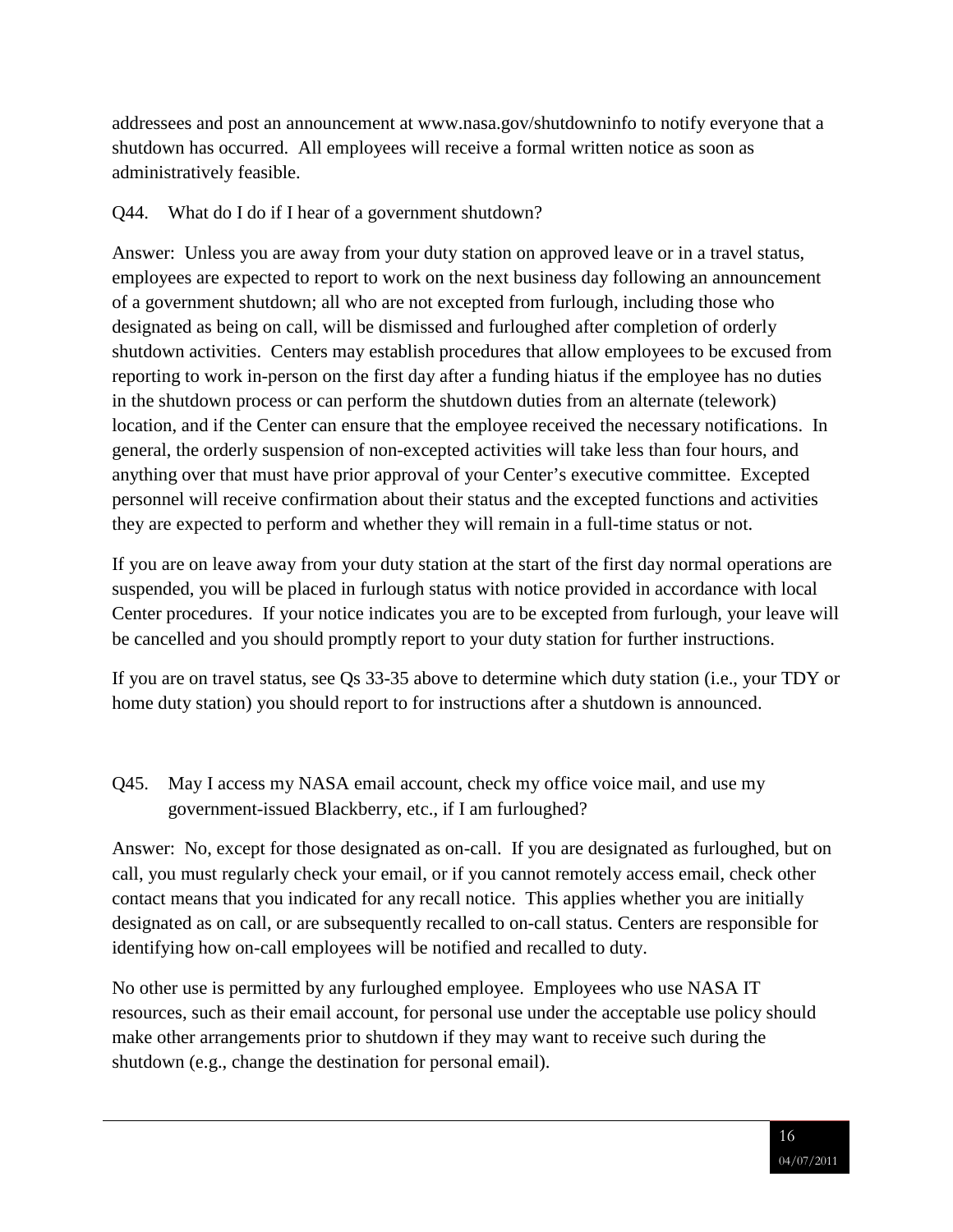addressees and post an announcement at www.nasa.gov/shutdowninfo to notify everyone that a shutdown has occurred. All employees will receive a formal written notice as soon as administratively feasible.

Q44. What do I do if I hear of a government shutdown?

Answer: Unless you are away from your duty station on approved leave or in a travel status, employees are expected to report to work on the next business day following an announcement of a government shutdown; all who are not excepted from furlough, including those who designated as being on call, will be dismissed and furloughed after completion of orderly shutdown activities. Centers may establish procedures that allow employees to be excused from reporting to work in-person on the first day after a funding hiatus if the employee has no duties in the shutdown process or can perform the shutdown duties from an alternate (telework) location, and if the Center can ensure that the employee received the necessary notifications. In general, the orderly suspension of non-excepted activities will take less than four hours, and anything over that must have prior approval of your Center's executive committee. Excepted personnel will receive confirmation about their status and the excepted functions and activities they are expected to perform and whether they will remain in a full-time status or not.

If you are on leave away from your duty station at the start of the first day normal operations are suspended, you will be placed in furlough status with notice provided in accordance with local Center procedures. If your notice indicates you are to be excepted from furlough, your leave will be cancelled and you should promptly report to your duty station for further instructions.

If you are on travel status, see Qs 33-35 above to determine which duty station (i.e., your TDY or home duty station) you should report to for instructions after a shutdown is announced.

Q45. May I access my NASA email account, check my office voice mail, and use my government-issued Blackberry, etc., if I am furloughed?

Answer: No, except for those designated as on-call. If you are designated as furloughed, but on call, you must regularly check your email, or if you cannot remotely access email, check other contact means that you indicated for any recall notice. This applies whether you are initially designated as on call, or are subsequently recalled to on-call status. Centers are responsible for identifying how on-call employees will be notified and recalled to duty.

No other use is permitted by any furloughed employee. Employees who use NASA IT resources, such as their email account, for personal use under the acceptable use policy should make other arrangements prior to shutdown if they may want to receive such during the shutdown (e.g., change the destination for personal email).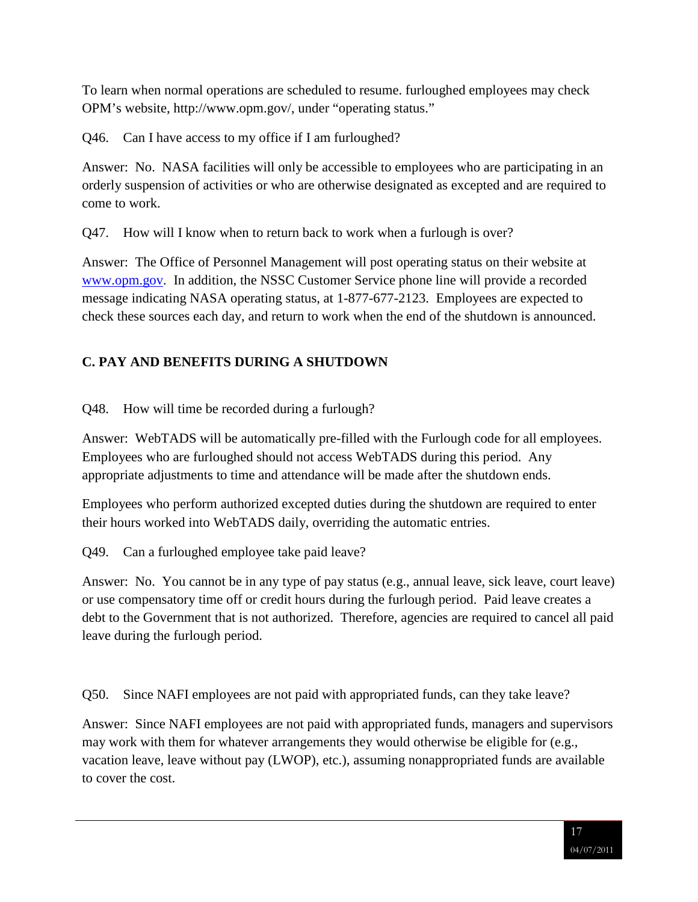To learn when normal operations are scheduled to resume. furloughed employees may check OPM's website, http://www.opm.gov/, under "operating status."

Q46. Can I have access to my office if I am furloughed?

Answer: No. NASA facilities will only be accessible to employees who are participating in an orderly suspension of activities or who are otherwise designated as excepted and are required to come to work.

Q47. How will I know when to return back to work when a furlough is over?

Answer: The Office of Personnel Management will post operating status on their website at [www.opm.gov](http://www.opm.gov). In addition, the NSSC Customer Service phone line will provide a recorded message indicating NASA operating status, at 1-877-677-2123. Employees are expected to check these sources each day, and return to work when the end of the shutdown is announced.

## C. PAY AND BENEFITS DURING A SHUTDOWN

Q48. How will time be recorded during a furlough?

Answer: WebTADS will be automatically pre-filled with the Furlough code for all employees. Employees who are furloughed should not access WebTADS during this period. Any appropriate adjustments to time and attendance will be made after the shutdown ends.

Employees who perform authorized excepted duties during the shutdown are required to enter their hours worked into WebTADS daily, overriding the automatic entries.

Q49. Can a furloughed employee take paid leave?

Answer: No. You cannot be in any type of pay status (e.g., annual leave, sick leave, court leave) or use compensatory time off or credit hours during the furlough period. Paid leave creates a debt to the Government that is not authorized. Therefore, agencies are required to cancel all paid leave during the furlough period.

Q50. Since NAFI employees are not paid with appropriated funds, can they take leave?

Answer: Since NAFI employees are not paid with appropriated funds, managers and supervisors may work with them for whatever arrangements they would otherwise be eligible for (e.g., vacation leave, leave without pay (LWOP), etc.), assuming nonappropriated funds are available to cover the cost.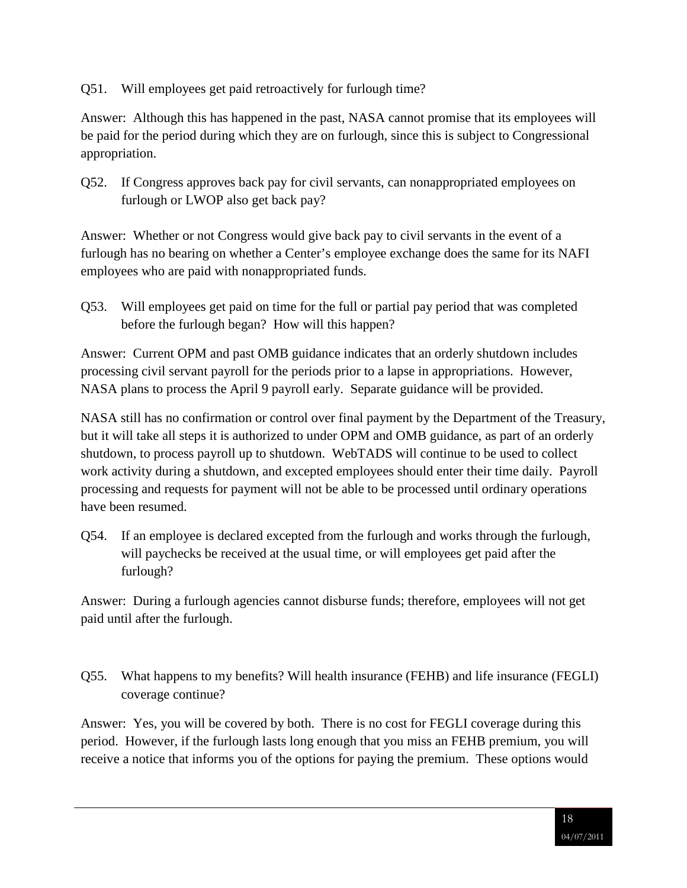Q51. Will employees get paid retroactively for furlough time?

Answer: Although this has happened in the past, NASA cannot promise that its employees will be paid for the period during which they are on furlough, since this is subject to Congressional appropriation.

Q52. If Congress approves back pay for civil servants, can nonappropriated employees on furlough or LWOP also get back pay?

Answer: Whether or not Congress would give back pay to civil servants in the event of a furlough has no bearing on whether a Center's employee exchange does the same for its NAFI employees who are paid with nonappropriated funds.

Q53. Will employees get paid on time for the full or partial pay period that was completed before the furlough began? How will this happen?

Answer: Current OPM and past OMB guidance indicates that an orderly shutdown includes processing civil servant payroll for the periods prior to a lapse in appropriations. However, NASA plans to process the April 9 payroll early. Separate guidance will be provided.

NASA still has no confirmation or control over final payment by the Department of the Treasury, but it will take all steps it is authorized to under OPM and OMB guidance, as part of an orderly shutdown, to process payroll up to shutdown. WebTADS will continue to be used to collect work activity during a shutdown, and excepted employees should enter their time daily. Payroll processing and requests for payment will not be able to be processed until ordinary operations have been resumed.

Q54. If an employee is declared excepted from the furlough and works through the furlough, will paychecks be received at the usual time, or will employees get paid after the furlough?

Answer: During a furlough agencies cannot disburse funds; therefore, employees will not get paid until after the furlough.

Q55. What happens to my benefits? Will health insurance (FEHB) and life insurance (FEGLI) coverage continue?

Answer: Yes, you will be covered by both. There is no cost for FEGLI coverage during this period. However, if the furlough lasts long enough that you miss an FEHB premium, you will receive a notice that informs you of the options for paying the premium. These options would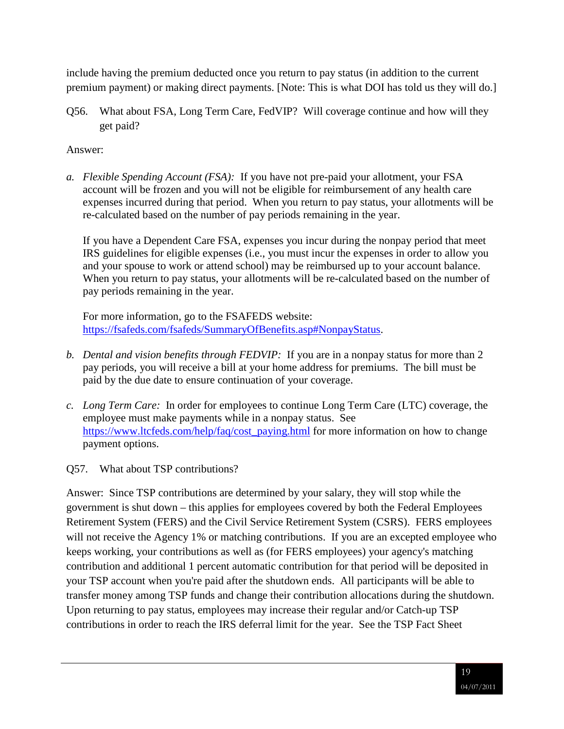include having the premium deducted once you return to pay status (in addition to the current premium payment) or making direct payments. [Note: This is what DOI has told us they will do.]

Q56. What about FSA, Long Term Care, FedVIP? Will coverage continue and how will they get paid?

Answer:

a. *Flexible Spending Account (FSA):* If you have not pre-paid your allotment, your FSA account will be frozen and you will not be eligible for reimbursement of any health care expenses incurred during that period. When you return to pay status, your allotments will be re-calculated based on the number of pay periods remaining in the year.

   If you have a Dependent Care FSA, expenses you incur during the nonpay period that meet IRS guidelines for eligible expenses (i.e., you must incur the expenses in order to allow you and your spouse to work or attend school) may be reimbursed up to your account balance. When you return to pay status, your allotments will be re-calculated based on the number of pay periods remaining in the year.

   For more information, go to the FSAFEDS website: https://fsafeds.com/fsafeds/SummaryOfBenefits.asp#NonpayStatus.

b. *Dental and vision benefits through FEDVIP:* If you are in a nonpay status for more than 2 pay periods, you will receive a bill at your home address for premiums. The bill must be paid by the due date to ensure continuation of your coverage.

c. *Long Term Care:* In order for employees to continue Long Term Care (LTC) coverage, the employee must make payments while in a nonpay status. See https://www.ltcfeds.com/help/faq/cost_paying.html for more information on how to change payment options.

Q57. What about TSP contributions?

Answer: Since TSP contributions are determined by your salary, they will stop while the government is shut down – this applies for employees covered by both the Federal Employees Retirement System (FERS) and the Civil Service Retirement System (CSRS). FERS employees will not receive the Agency 1% or matching contributions. If you are an excepted employee who keeps working, your contributions as well as (for FERS employees) your agency's matching contribution and additional 1 percent automatic contribution for that period will be deposited in your TSP account when you're paid after the shutdown ends. All participants will be able to transfer money among TSP funds and change their contribution allocations during the shutdown. Upon returning to pay status, employees may increase their regular and/or Catch-up TSP contributions in order to reach the IRS deferral limit for the year. See the TSP Fact Sheet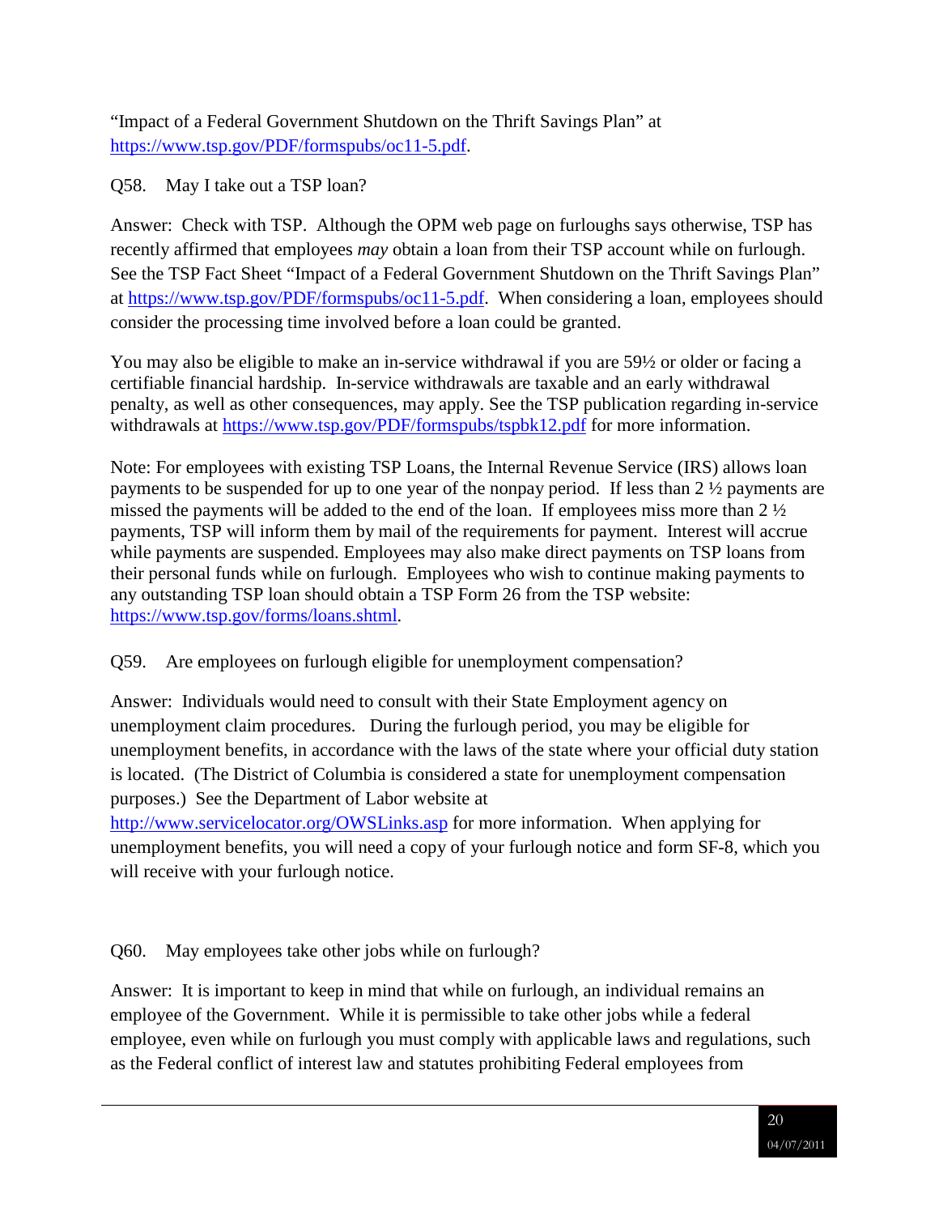"Impact of a Federal Government Shutdown on the Thrift Savings Plan" at https://www.tsp.gov/PDF/formspubs/oc11-5.pdf.

Q58. May I take out a TSP loan?

Answer: Check with TSP. Although the OPM web page on furloughs says otherwise, TSP has recently affirmed that employees *may* obtain a loan from their TSP account while on furlough. See the TSP Fact Sheet "Impact of a Federal Government Shutdown on the Thrift Savings Plan" at https://www.tsp.gov/PDF/formspubs/oc11-5.pdf. When considering a loan, employees should consider the processing time involved before a loan could be granted.

You may also be eligible to make an in-service withdrawal if you are 59½ or older or facing a certifiable financial hardship. In-service withdrawals are taxable and an early withdrawal penalty, as well as other consequences, may apply. See the TSP publication regarding in-service withdrawals at https://www.tsp.gov/PDF/formspubs/tspbk12.pdf for more information.

Note: For employees with existing TSP Loans, the Internal Revenue Service (IRS) allows loan payments to be suspended for up to one year of the nonpay period. If less than 2 ½ payments are missed the payments will be added to the end of the loan. If employees miss more than 2 ½ payments, TSP will inform them by mail of the requirements for payment. Interest will accrue while payments are suspended. Employees may also make direct payments on TSP loans from their personal funds while on furlough. Employees who wish to continue making payments to any outstanding TSP loan should obtain a TSP Form 26 from the TSP website: https://www.tsp.gov/forms/loans.shtml.

Q59. Are employees on furlough eligible for unemployment compensation?

Answer: Individuals would need to consult with their State Employment agency on unemployment claim procedures. During the furlough period, you may be eligible for unemployment benefits, in accordance with the laws of the state where your official duty station is located. (The District of Columbia is considered a state for unemployment compensation purposes.) See the Department of Labor website at http://www.servicelocator.org/OWSLinks.asp for more information. When applying for unemployment benefits, you will need a copy of your furlough notice and form SF-8, which you will receive with your furlough notice.

Q60. May employees take other jobs while on furlough?

Answer: It is important to keep in mind that while on furlough, an individual remains an employee of the Government. While it is permissible to take other jobs while a federal employee, even while on furlough you must comply with applicable laws and regulations, such as the Federal conflict of interest law and statutes prohibiting Federal employees from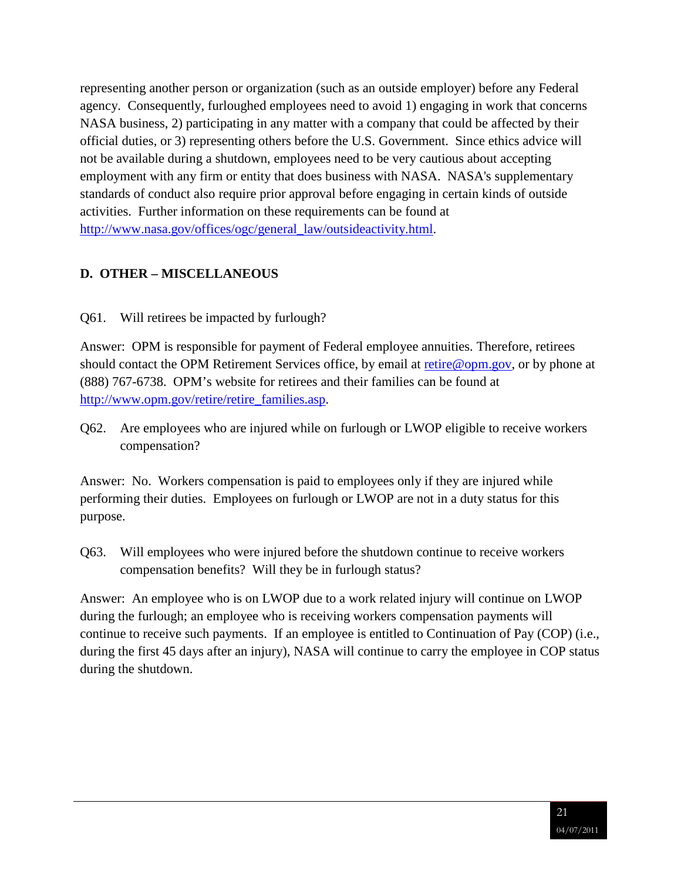representing another person or organization (such as an outside employer) before any Federal agency. Consequently, furloughed employees need to avoid 1) engaging in work that concerns NASA business, 2) participating in any matter with a company that could be affected by their official duties, or 3) representing others before the U.S. Government. Since ethics advice will not be available during a shutdown, employees need to be very cautious about accepting employment with any firm or entity that does business with NASA. NASA's supplementary standards of conduct also require prior approval before engaging in certain kinds of outside activities. Further information on these requirements can be found at http://www.nasa.gov/offices/ogc/general_law/outsideactivity.html.

## D. OTHER – MISCELLANEOUS

Q61. Will retirees be impacted by furlough?

Answer: OPM is responsible for payment of Federal employee annuities. Therefore, retirees should contact the OPM Retirement Services office, by email at retire@opm.gov, or by phone at (888) 767-6738. OPM's website for retirees and their families can be found at http://www.opm.gov/retire/retire_families.asp.

Q62. Are employees who are injured while on furlough or LWOP eligible to receive workers compensation?

Answer: No. Workers compensation is paid to employees only if they are injured while performing their duties. Employees on furlough or LWOP are not in a duty status for this purpose.

Q63. Will employees who were injured before the shutdown continue to receive workers compensation benefits? Will they be in furlough status?

Answer: An employee who is on LWOP due to a work related injury will continue on LWOP during the furlough; an employee who is receiving workers compensation payments will continue to receive such payments. If an employee is entitled to Continuation of Pay (COP) (i.e., during the first 45 days after an injury), NASA will continue to carry the employee in COP status during the shutdown.